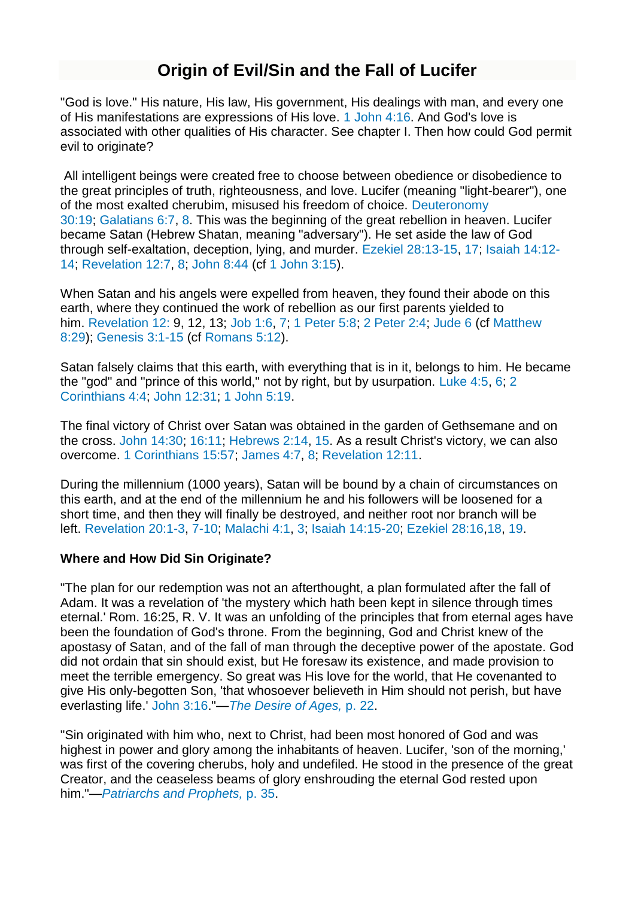# Origin of Evil/Sin and the Fall of Lucifer

"God is love." His nature, His law, His government, His dealings with man, and every one of His manifestations are expressions of His love. 1 John 4:16. And God's love is associated with other qualities of His character. See chapter I. Then how could God permit evil to originate?

All intelligent beings were created free to choose between obedience or disobedience to the great principles of truth, righteousness, and love. Lucifer (meaning "light-bearer"), one of the most exalted cherubim, misused his freedom of choice. Deuteronomy 30:19; Galatians 6:7, 8. This was the beginning of the great rebellion in heaven. Lucifer became Satan (Hebrew Shatan, meaning "adversary"). He set aside the law of God through self-exaltation, deception, lying, and murder. Ezekiel 28:13-15, 17; Isaiah 14:12-14; Revelation 12:7, 8; John 8:44 (cf 1 John 3:15).

When Satan and his angels were expelled from heaven, they found their abode on this earth, where they continued the work of rebellion as our first parents yielded to him. Revelation 12: 9, 12, 13; Job 1:6, 7; 1 Peter 5:8; 2 Peter 2:4; Jude 6 (cf Matthew 8:29); Genesis 3:1-15 (cf Romans 5:12).

Satan falsely claims that this earth, with everything that is in it, belongs to him. He became the "god" and "prince of this world," not by right, but by usurpation. Luke 4:5, 6; 2 Corinthians 4:4; John 12:31; 1 John 5:19.

The final victory of Christ over Satan was obtained in the garden of Gethsemane and on the cross. John 14:30; 16:11; Hebrews 2:14, 15. As a result Christ's victory, we can also overcome. 1 Corinthians 15:57; James 4:7, 8; Revelation 12:11.

During the millennium (1000 years), Satan will be bound by a chain of circumstances on this earth, and at the end of the millennium he and his followers will be loosened for a short time, and then they will finally be destroyed, and neither root nor branch will be left. Revelation 20:1-3, 7-10; Malachi 4:1, 3; Isaiah 14:15-20; Ezekiel 28:16,18, 19.

**Where and How Did Sin Originate?**

"The plan for our redemption was not an afterthought, a plan formulated after the fall of Adam. It was a revelation of 'the mystery which hath been kept in silence through times eternal.' Rom. 16:25, R. V. It was an unfolding of the principles that from eternal ages have been the foundation of God's throne. From the beginning, God and Christ knew of the apostasy of Satan, and of the fall of man through the deceptive power of the apostate. God did not ordain that sin should exist, but He foresaw its existence, and made provision to meet the terrible emergency. So great was His love for the world, that He covenanted to give His only-begotten Son, 'that whosoever believeth in Him should not perish, but have everlasting life.' John 3:16."—*The Desire of Ages,* p. 22.

"Sin originated with him who, next to Christ, had been most honored of God and was highest in power and glory among the inhabitants of heaven. Lucifer, 'son of the morning,' was first of the covering cherubs, holy and undefiled. He stood in the presence of the great Creator, and the ceaseless beams of glory enshrouding the eternal God rested upon him."—*Patriarchs and Prophets,* p. 35.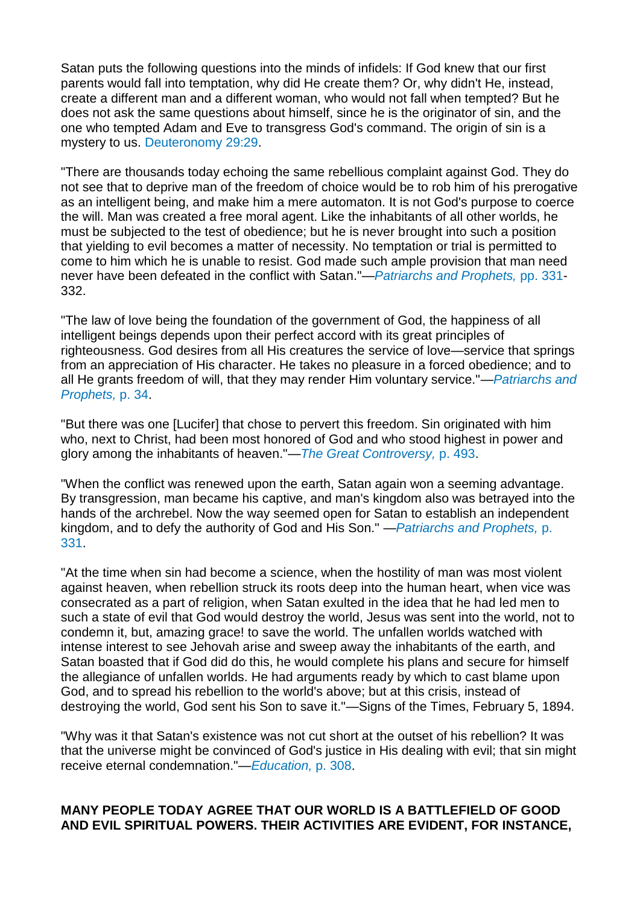Satan puts the following questions into the minds of infidels: If God knew that our first parents would fall into temptation, why did He create them? Or, why didn't He, instead, create a different man and a different woman, who would not fall when tempted? But he does not ask the same questions about himself, since he is the originator of sin, and the one who tempted Adam and Eve to transgress God's command. The origin of sin is a mystery to us. Deuteronomy 29:29.

"There are thousands today echoing the same rebellious complaint against God. They do not see that to deprive man of the freedom of choice would be to rob him of his prerogative as an intelligent being, and make him a mere automaton. It is not God's purpose to coerce the will. Man was created a free moral agent. Like the inhabitants of all other worlds, he must be subjected to the test of obedience; but he is never brought into such a position that yielding to evil becomes a matter of necessity. No temptation or trial is permitted to come to him which he is unable to resist. God made such ample provision that man need never have been defeated in the conflict with Satan."—*Patriarchs and Prophets,* pp. 331-332.

"The law of love being the foundation of the government of God, the happiness of all intelligent beings depends upon their perfect accord with its great principles of righteousness. God desires from all His creatures the service of love—service that springs from an appreciation of His character. He takes no pleasure in a forced obedience; and to all He grants freedom of will, that they may render Him voluntary service."—*Patriarchs and Prophets,* p. 34.

"But there was one [Lucifer] that chose to pervert this freedom. Sin originated with him who, next to Christ, had been most honored of God and who stood highest in power and glory among the inhabitants of heaven."—*The Great Controversy,* p. 493.

"When the conflict was renewed upon the earth, Satan again won a seeming advantage. By transgression, man became his captive, and man's kingdom also was betrayed into the hands of the archrebel. Now the way seemed open for Satan to establish an independent kingdom, and to defy the authority of God and His Son." —*Patriarchs and Prophets,* p. 331.

"At the time when sin had become a science, when the hostility of man was most violent against heaven, when rebellion struck its roots deep into the human heart, when vice was consecrated as a part of religion, when Satan exulted in the idea that he had led men to such a state of evil that God would destroy the world, Jesus was sent into the world, not to condemn it, but, amazing grace! to save the world. The unfallen worlds watched with intense interest to see Jehovah arise and sweep away the inhabitants of the earth, and Satan boasted that if God did do this, he would complete his plans and secure for himself the allegiance of unfallen worlds. He had arguments ready by which to cast blame upon God, and to spread his rebellion to the world's above; but at this crisis, instead of destroying the world, God sent his Son to save it."—Signs of the Times, February 5, 1894.

"Why was it that Satan's existence was not cut short at the outset of his rebellion? It was that the universe might be convinced of God's justice in His dealing with evil; that sin might receive eternal condemnation."—*Education,* p. 308.

**MANY PEOPLE TODAY AGREE THAT OUR WORLD IS A BATTLEFIELD OF GOOD AND EVIL SPIRITUAL POWERS. THEIR ACTIVITIES ARE EVIDENT, FOR INSTANCE,**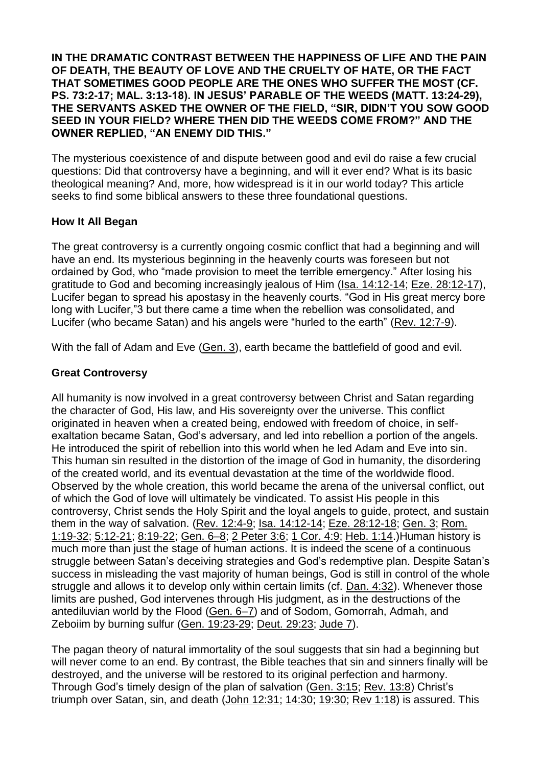**IN THE DRAMATIC CONTRAST BETWEEN THE HAPPINESS OF LIFE AND THE PAIN OF DEATH, THE BEAUTY OF LOVE AND THE CRUELTY OF HATE, OR THE FACT THAT SOMETIMES GOOD PEOPLE ARE THE ONES WHO SUFFER THE MOST (CF. PS. 73:2-17; MAL. 3:13-18). IN JESUS' PARABLE OF THE WEEDS (MATT. 13:24-29), THE SERVANTS ASKED THE OWNER OF THE FIELD, "SIR, DIDN'T YOU SOW GOOD SEED IN YOUR FIELD? WHERE THEN DID THE WEEDS COME FROM?" AND THE OWNER REPLIED, "AN ENEMY DID THIS."**

The mysterious coexistence of and dispute between good and evil do raise a few crucial questions: Did that controversy have a beginning, and will it ever end? What is its basic theological meaning? And, more, how widespread is it in our world today? This article seeks to find some biblical answers to these three foundational questions.

**How It All Began**

The great controversy is a currently ongoing cosmic conflict that had a beginning and will have an end. Its mysterious beginning in the heavenly courts was foreseen but not ordained by God, who "made provision to meet the terrible emergency." After losing his gratitude to God and becoming increasingly jealous of Him (Isa. 14:12-14; Eze. 28:12-17), Lucifer began to spread his apostasy in the heavenly courts. "God in His great mercy bore long with Lucifer,"3 but there came a time when the rebellion was consolidated, and Lucifer (who became Satan) and his angels were "hurled to the earth" (Rev. 12:7-9).

With the fall of Adam and Eve (Gen. 3), earth became the battlefield of good and evil.

**Great Controversy**

All humanity is now involved in a great controversy between Christ and Satan regarding the character of God, His law, and His sovereignty over the universe. This conflict originated in heaven when a created being, endowed with freedom of choice, in self-exaltation became Satan, God's adversary, and led into rebellion a portion of the angels. He introduced the spirit of rebellion into this world when he led Adam and Eve into sin. This human sin resulted in the distortion of the image of God in humanity, the disordering of the created world, and its eventual devastation at the time of the worldwide flood. Observed by the whole creation, this world became the arena of the universal conflict, out of which the God of love will ultimately be vindicated. To assist His people in this controversy, Christ sends the Holy Spirit and the loyal angels to guide, protect, and sustain them in the way of salvation. (Rev. 12:4-9; Isa. 14:12-14; Eze. 28:12-18; Gen. 3; Rom. 1:19-32; 5:12-21; 8:19-22; Gen. 6–8; 2 Peter 3:6; 1 Cor. 4:9; Heb. 1:14.)Human history is much more than just the stage of human actions. It is indeed the scene of a continuous struggle between Satan's deceiving strategies and God's redemptive plan. Despite Satan's success in misleading the vast majority of human beings, God is still in control of the whole struggle and allows it to develop only within certain limits (cf. Dan. 4:32). Whenever those limits are pushed, God intervenes through His judgment, as in the destructions of the antediluvian world by the Flood (Gen. 6–7) and of Sodom, Gomorrah, Admah, and Zeboiim by burning sulfur (Gen. 19:23-29; Deut. 29:23; Jude 7).

The pagan theory of natural immortality of the soul suggests that sin had a beginning but will never come to an end. By contrast, the Bible teaches that sin and sinners finally will be destroyed, and the universe will be restored to its original perfection and harmony. Through God's timely design of the plan of salvation (Gen. 3:15; Rev. 13:8) Christ's triumph over Satan, sin, and death (John 12:31; 14:30; 19:30; Rev 1:18) is assured. This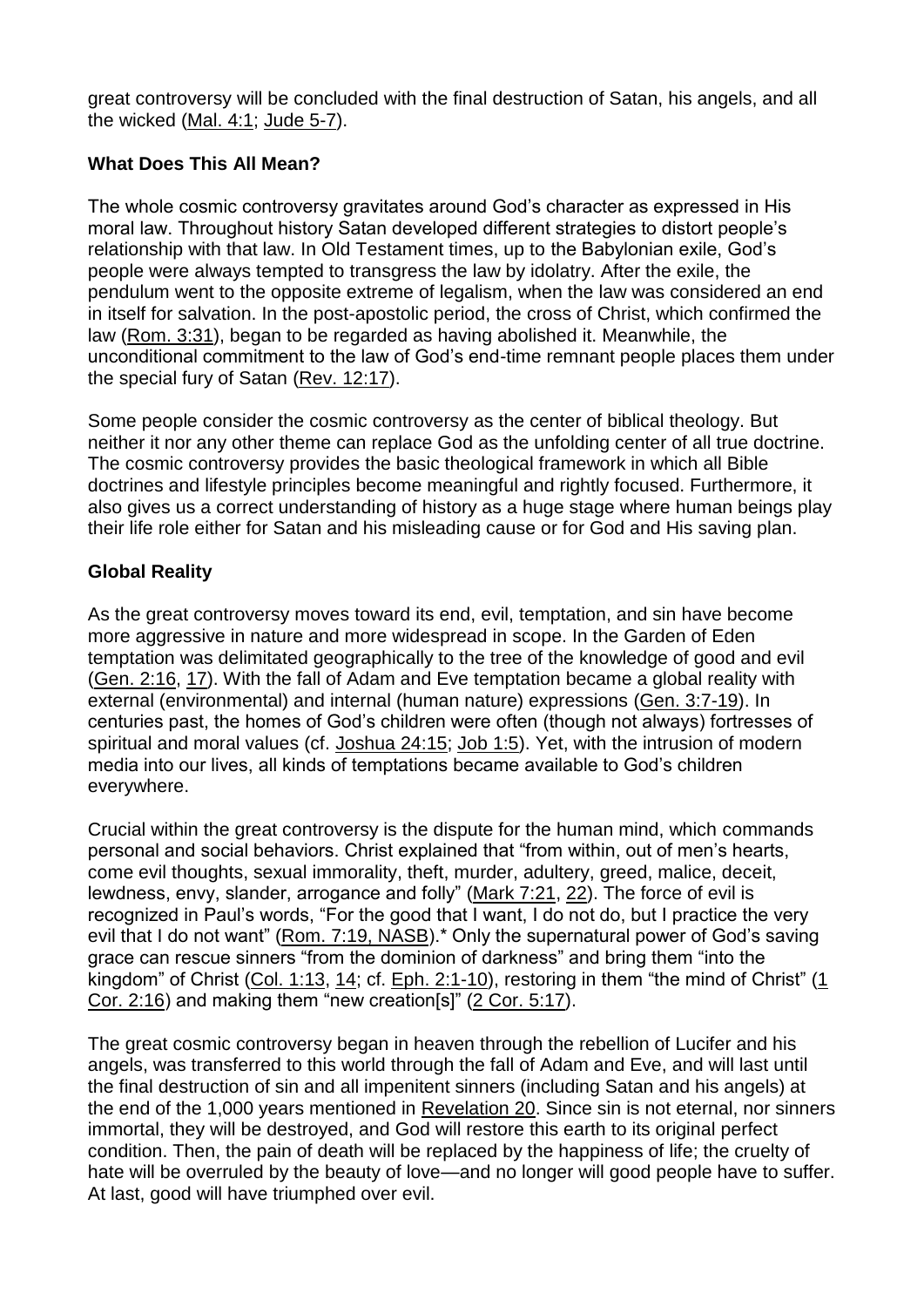great controversy will be concluded with the final destruction of Satan, his angels, and all the wicked (Mal. 4:1; Jude 5-7).

**What Does This All Mean?**

The whole cosmic controversy gravitates around God's character as expressed in His moral law. Throughout history Satan developed different strategies to distort people's relationship with that law. In Old Testament times, up to the Babylonian exile, God's people were always tempted to transgress the law by idolatry. After the exile, the pendulum went to the opposite extreme of legalism, when the law was considered an end in itself for salvation. In the post-apostolic period, the cross of Christ, which confirmed the law (Rom. 3:31), began to be regarded as having abolished it. Meanwhile, the unconditional commitment to the law of God's end-time remnant people places them under the special fury of Satan (Rev. 12:17).

Some people consider the cosmic controversy as the center of biblical theology. But neither it nor any other theme can replace God as the unfolding center of all true doctrine. The cosmic controversy provides the basic theological framework in which all Bible doctrines and lifestyle principles become meaningful and rightly focused. Furthermore, it also gives us a correct understanding of history as a huge stage where human beings play their life role either for Satan and his misleading cause or for God and His saving plan.

**Global Reality**

As the great controversy moves toward its end, evil, temptation, and sin have become more aggressive in nature and more widespread in scope. In the Garden of Eden temptation was delimitated geographically to the tree of the knowledge of good and evil (Gen. 2:16, 17). With the fall of Adam and Eve temptation became a global reality with external (environmental) and internal (human nature) expressions (Gen. 3:7-19). In centuries past, the homes of God's children were often (though not always) fortresses of spiritual and moral values (cf. Joshua 24:15; Job 1:5). Yet, with the intrusion of modern media into our lives, all kinds of temptations became available to God's children everywhere.

Crucial within the great controversy is the dispute for the human mind, which commands personal and social behaviors. Christ explained that "from within, out of men's hearts, come evil thoughts, sexual immorality, theft, murder, adultery, greed, malice, deceit, lewdness, envy, slander, arrogance and folly" (Mark 7:21, 22). The force of evil is recognized in Paul's words, "For the good that I want, I do not do, but I practice the very evil that I do not want" (Rom. 7:19, NASB).* Only the supernatural power of God's saving grace can rescue sinners "from the dominion of darkness" and bring them "into the kingdom" of Christ (Col. 1:13, 14; cf. Eph. 2:1-10), restoring in them "the mind of Christ" (1 Cor. 2:16) and making them "new creation[s]" (2 Cor. 5:17).

The great cosmic controversy began in heaven through the rebellion of Lucifer and his angels, was transferred to this world through the fall of Adam and Eve, and will last until the final destruction of sin and all impenitent sinners (including Satan and his angels) at the end of the 1,000 years mentioned in Revelation 20. Since sin is not eternal, nor sinners immortal, they will be destroyed, and God will restore this earth to its original perfect condition. Then, the pain of death will be replaced by the happiness of life; the cruelty of hate will be overruled by the beauty of love—and no longer will good people have to suffer. At last, good will have triumphed over evil.